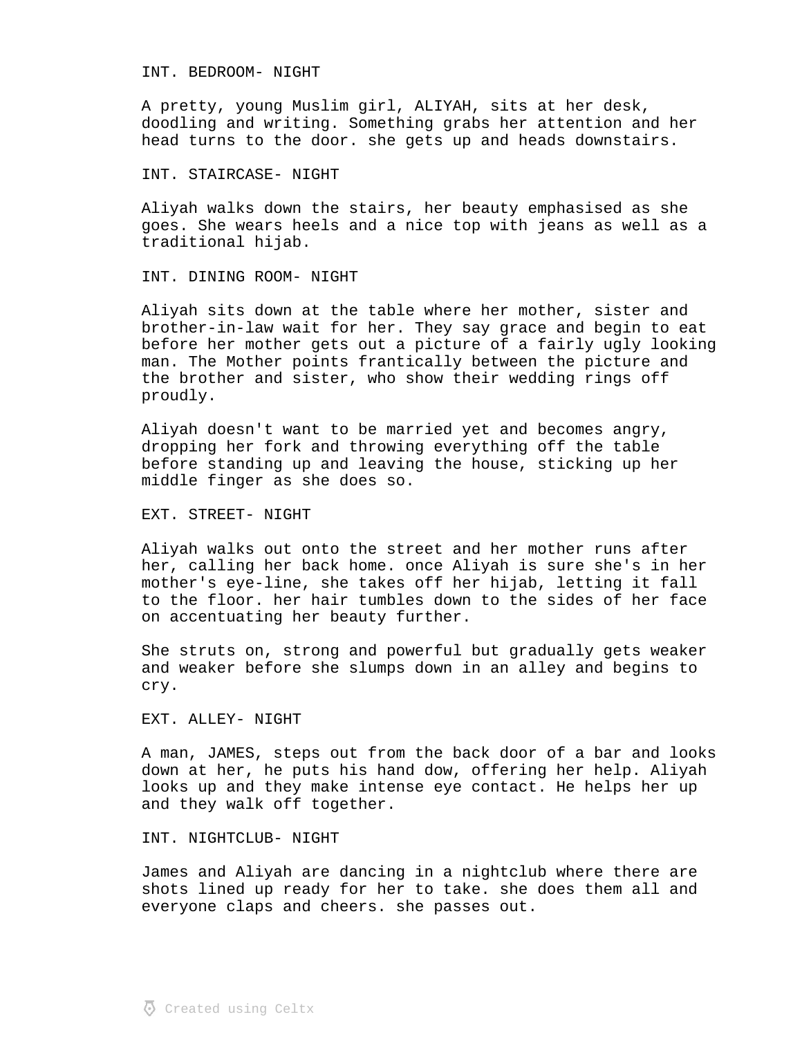INT. BEDROOM- NIGHT

A pretty, young Muslim girl, ALIYAH, sits at her desk, doodling and writing. Something grabs her attention and her head turns to the door. she gets up and heads downstairs.

INT. STAIRCASE- NIGHT

Aliyah walks down the stairs, her beauty emphasised as she goes. She wears heels and a nice top with jeans as well as a traditional hijab.

INT. DINING ROOM- NIGHT

Aliyah sits down at the table where her mother, sister and brother-in-law wait for her. They say grace and begin to eat before her mother gets out a picture of a fairly ugly looking man. The Mother points frantically between the picture and the brother and sister, who show their wedding rings off proudly.

Aliyah doesn't want to be married yet and becomes angry, dropping her fork and throwing everything off the table before standing up and leaving the house, sticking up her middle finger as she does so.

EXT. STREET- NIGHT

Aliyah walks out onto the street and her mother runs after her, calling her back home. once Aliyah is sure she's in her mother's eye-line, she takes off her hijab, letting it fall to the floor. her hair tumbles down to the sides of her face on accentuating her beauty further.

She struts on, strong and powerful but gradually gets weaker and weaker before she slumps down in an alley and begins to cry.

EXT. ALLEY- NIGHT

A man, JAMES, steps out from the back door of a bar and looks down at her, he puts his hand dow, offering her help. Aliyah looks up and they make intense eye contact. He helps her up and they walk off together.

INT. NIGHTCLUB- NIGHT

James and Aliyah are dancing in a nightclub where there are shots lined up ready for her to take. she does them all and everyone claps and cheers. she passes out.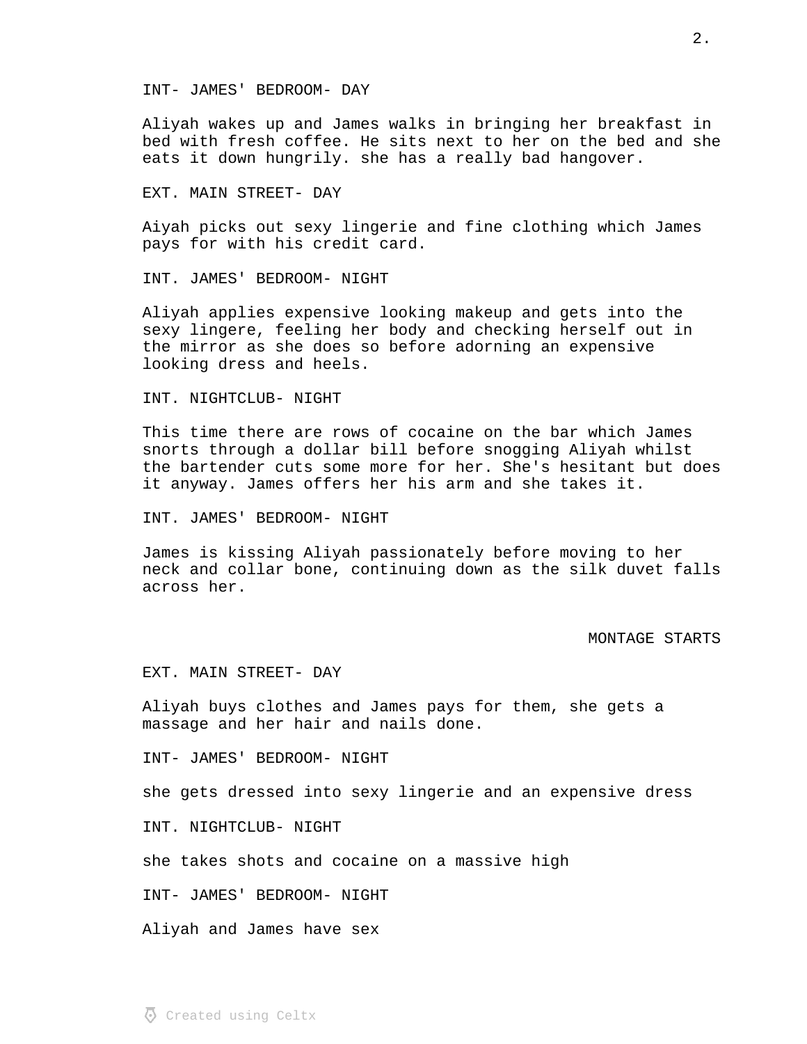INT- JAMES' BEDROOM- DAY

Aliyah wakes up and James walks in bringing her breakfast in bed with fresh coffee. He sits next to her on the bed and she eats it down hungrily. she has a really bad hangover.

EXT. MAIN STREET- DAY

Aiyah picks out sexy lingerie and fine clothing which James pays for with his credit card.

INT. JAMES' BEDROOM- NIGHT

Aliyah applies expensive looking makeup and gets into the sexy lingere, feeling her body and checking herself out in the mirror as she does so before adorning an expensive looking dress and heels.

INT. NIGHTCLUB- NIGHT

This time there are rows of cocaine on the bar which James snorts through a dollar bill before snogging Aliyah whilst the bartender cuts some more for her. She's hesitant but does it anyway. James offers her his arm and she takes it.

INT. JAMES' BEDROOM- NIGHT

James is kissing Aliyah passionately before moving to her neck and collar bone, continuing down as the silk duvet falls across her.

MONTAGE STARTS

EXT. MAIN STREET- DAY

Aliyah buys clothes and James pays for them, she gets a massage and her hair and nails done.

INT- JAMES' BEDROOM- NIGHT

she gets dressed into sexy lingerie and an expensive dress

INT. NIGHTCLUB- NIGHT

she takes shots and cocaine on a massive high

INT- JAMES' BEDROOM- NIGHT

Aliyah and James have sex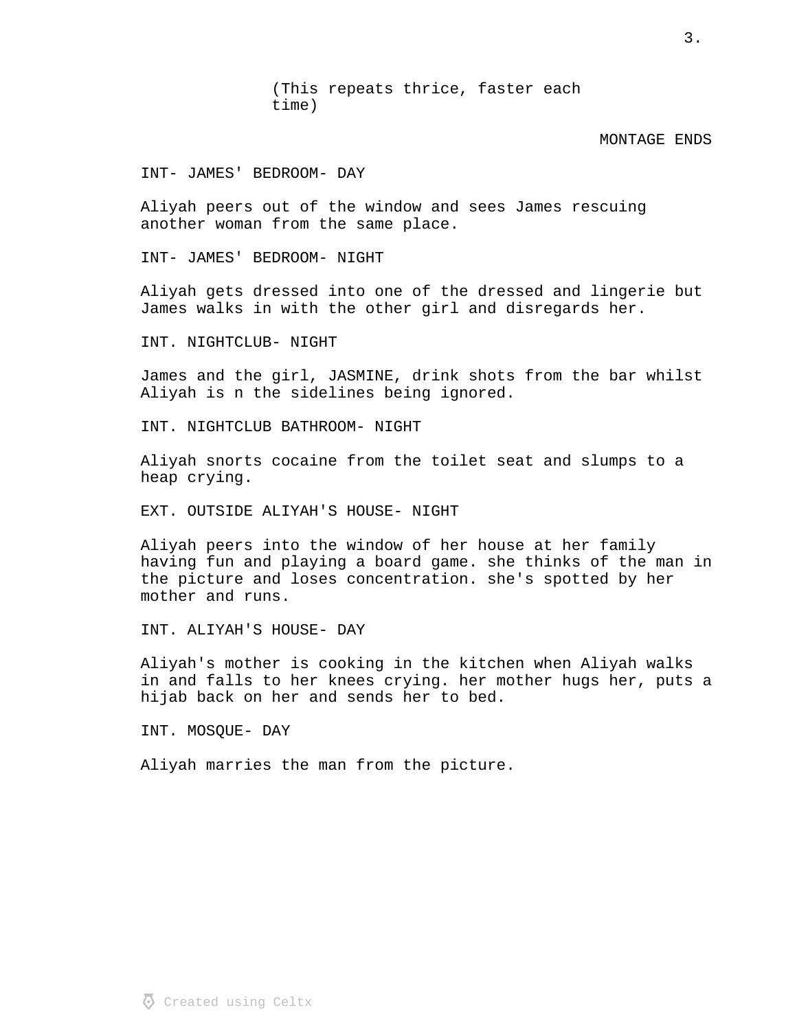(This repeats thrice, faster each time)

MONTAGE ENDS

INT- JAMES' BEDROOM- DAY

Aliyah peers out of the window and sees James rescuing another woman from the same place.

INT- JAMES' BEDROOM- NIGHT

Aliyah gets dressed into one of the dressed and lingerie but James walks in with the other girl and disregards her.

INT. NIGHTCLUB- NIGHT

James and the girl, JASMINE, drink shots from the bar whilst Aliyah is n the sidelines being ignored.

INT. NIGHTCLUB BATHROOM- NIGHT

Aliyah snorts cocaine from the toilet seat and slumps to a heap crying.

EXT. OUTSIDE ALIYAH'S HOUSE- NIGHT

Aliyah peers into the window of her house at her family having fun and playing a board game. she thinks of the man in the picture and loses concentration. she's spotted by her mother and runs.

INT. ALIYAH'S HOUSE- DAY

Aliyah's mother is cooking in the kitchen when Aliyah walks in and falls to her knees crying. her mother hugs her, puts a hijab back on her and sends her to bed.

INT. MOSQUE- DAY

Aliyah marries the man from the picture.